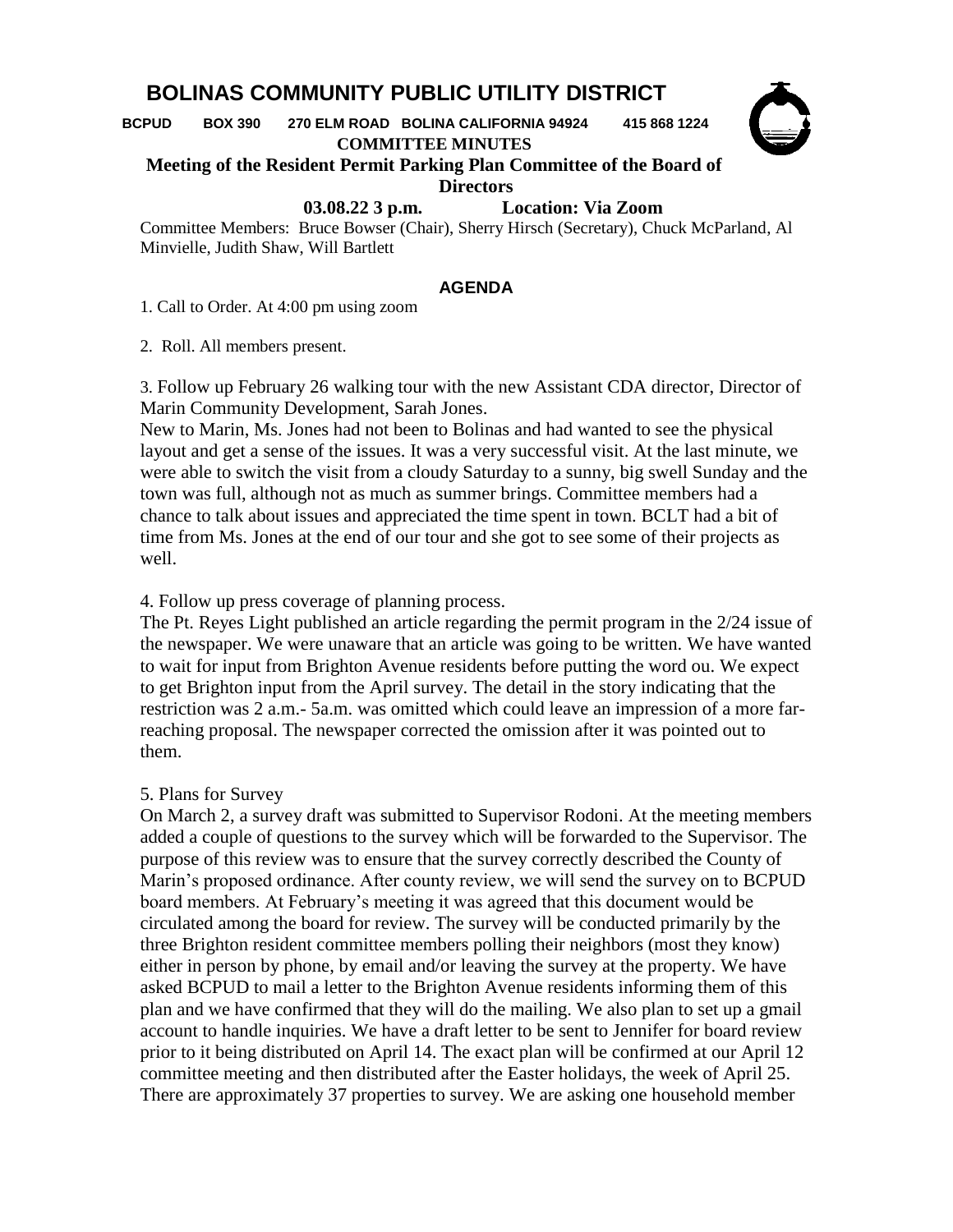# BOLINAS COMMUNITY PUBLIC UTILITY DISTRICT

**BCPUD BOX 390 270 ELM ROAD BOLINA CALIFORNIA 94924 415 868 1224**

**COMMITTEE MINUTES**

**Meeting of the Resident Permit Parking Plan Committee of the Board of Directors**

**03.08.22 3 p.m. Location: Via Zoom**

Committee Members: Bruce Bowser (Chair), Sherry Hirsch (Secretary), Chuck McParland, Al Minvielle, Judith Shaw, Will Bartlett

## AGENDA

1. Call to Order. At 4:00 pm using zoom

2. Roll. All members present.

3. Follow up February 26 walking tour with the new Assistant CDA director, Director of Marin Community Development, Sarah Jones.
New to Marin, Ms. Jones had not been to Bolinas and had wanted to see the physical layout and get a sense of the issues. It was a very successful visit. At the last minute, we were able to switch the visit from a cloudy Saturday to a sunny, big swell Sunday and the town was full, although not as much as summer brings. Committee members had a chance to talk about issues and appreciated the time spent in town. BCLT had a bit of time from Ms. Jones at the end of our tour and she got to see some of their projects as well.

4. Follow up press coverage of planning process.
The Pt. Reyes Light published an article regarding the permit program in the 2/24 issue of the newspaper. We were unaware that an article was going to be written. We have wanted to wait for input from Brighton Avenue residents before putting the word ou. We expect to get Brighton input from the April survey. The detail in the story indicating that the restriction was 2 a.m.- 5a.m. was omitted which could leave an impression of a more far-reaching proposal. The newspaper corrected the omission after it was pointed out to them.

5. Plans for Survey
On March 2, a survey draft was submitted to Supervisor Rodoni. At the meeting members added a couple of questions to the survey which will be forwarded to the Supervisor. The purpose of this review was to ensure that the survey correctly described the County of Marin's proposed ordinance. After county review, we will send the survey on to BCPUD board members. At February's meeting it was agreed that this document would be circulated among the board for review. The survey will be conducted primarily by the three Brighton resident committee members polling their neighbors (most they know) either in person by phone, by email and/or leaving the survey at the property. We have asked BCPUD to mail a letter to the Brighton Avenue residents informing them of this plan and we have confirmed that they will do the mailing. We also plan to set up a gmail account to handle inquiries. We have a draft letter to be sent to Jennifer for board review prior to it being distributed on April 14. The exact plan will be confirmed at our April 12 committee meeting and then distributed after the Easter holidays, the week of April 25. There are approximately 37 properties to survey. We are asking one household member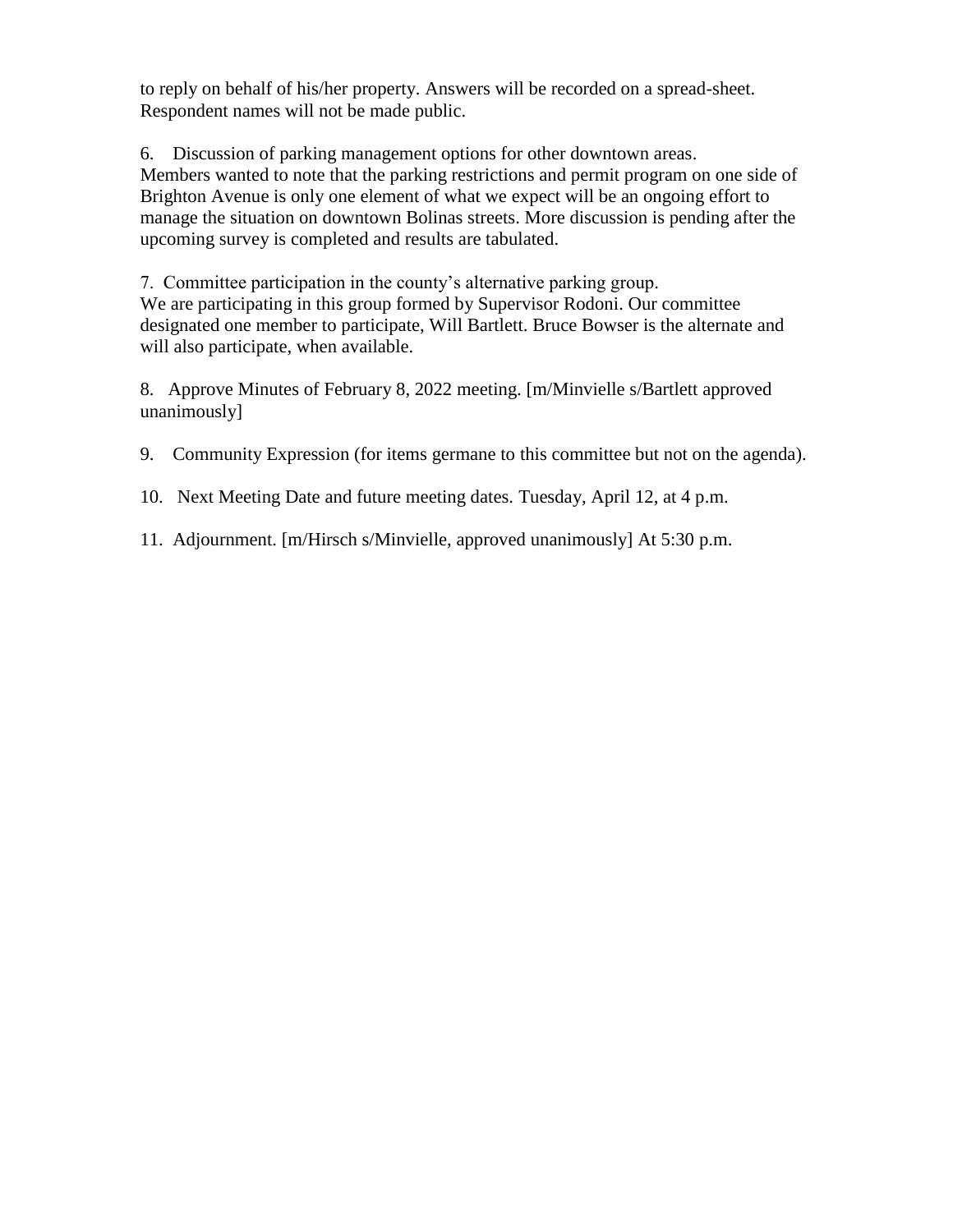to reply on behalf of his/her property. Answers will be recorded on a spread-sheet. Respondent names will not be made public.

6. Discussion of parking management options for other downtown areas.
Members wanted to note that the parking restrictions and permit program on one side of Brighton Avenue is only one element of what we expect will be an ongoing effort to manage the situation on downtown Bolinas streets. More discussion is pending after the upcoming survey is completed and results are tabulated.

7. Committee participation in the county's alternative parking group.
We are participating in this group formed by Supervisor Rodoni. Our committee designated one member to participate, Will Bartlett. Bruce Bowser is the alternate and will also participate, when available.

8. Approve Minutes of February 8, 2022 meeting. [m/Minvielle s/Bartlett approved unanimously]

9. Community Expression (for items germane to this committee but not on the agenda).

10. Next Meeting Date and future meeting dates. Tuesday, April 12, at 4 p.m.

11. Adjournment. [m/Hirsch s/Minvielle, approved unanimously] At 5:30 p.m.